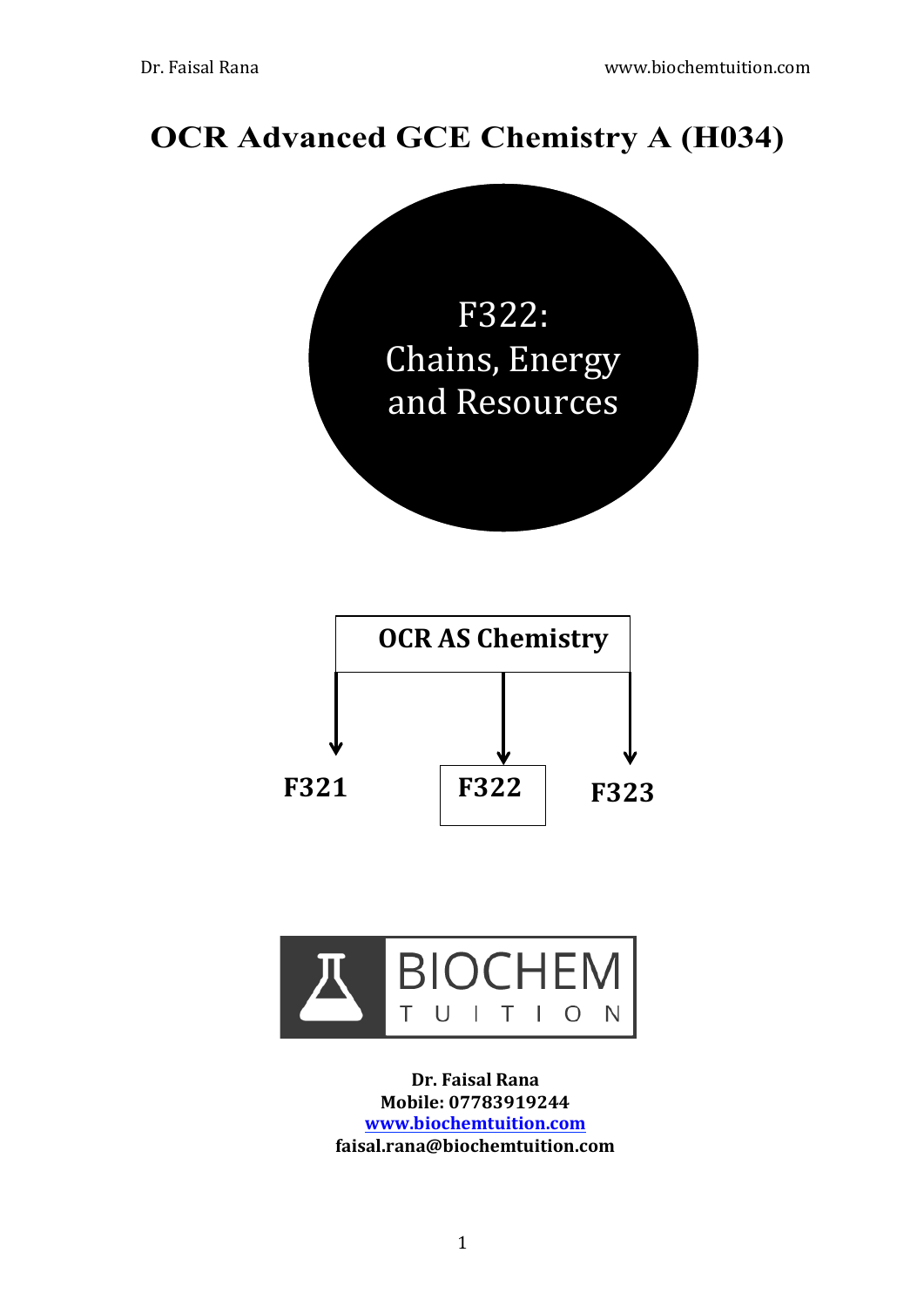# OCR Advanced GCE Chemistry A (H034)

## F322: Chains, Energy and Resources

**OCR AS Chemistry**

**F321** | **F322** | **F323**

BIOCHEM TUITION

**Dr. Faisal Rana**
**Mobile: 07783919244**
**[www.biochemtuition.com](http://www.biochemtuition.com)**
**faisal.rana@biochemtuition.com**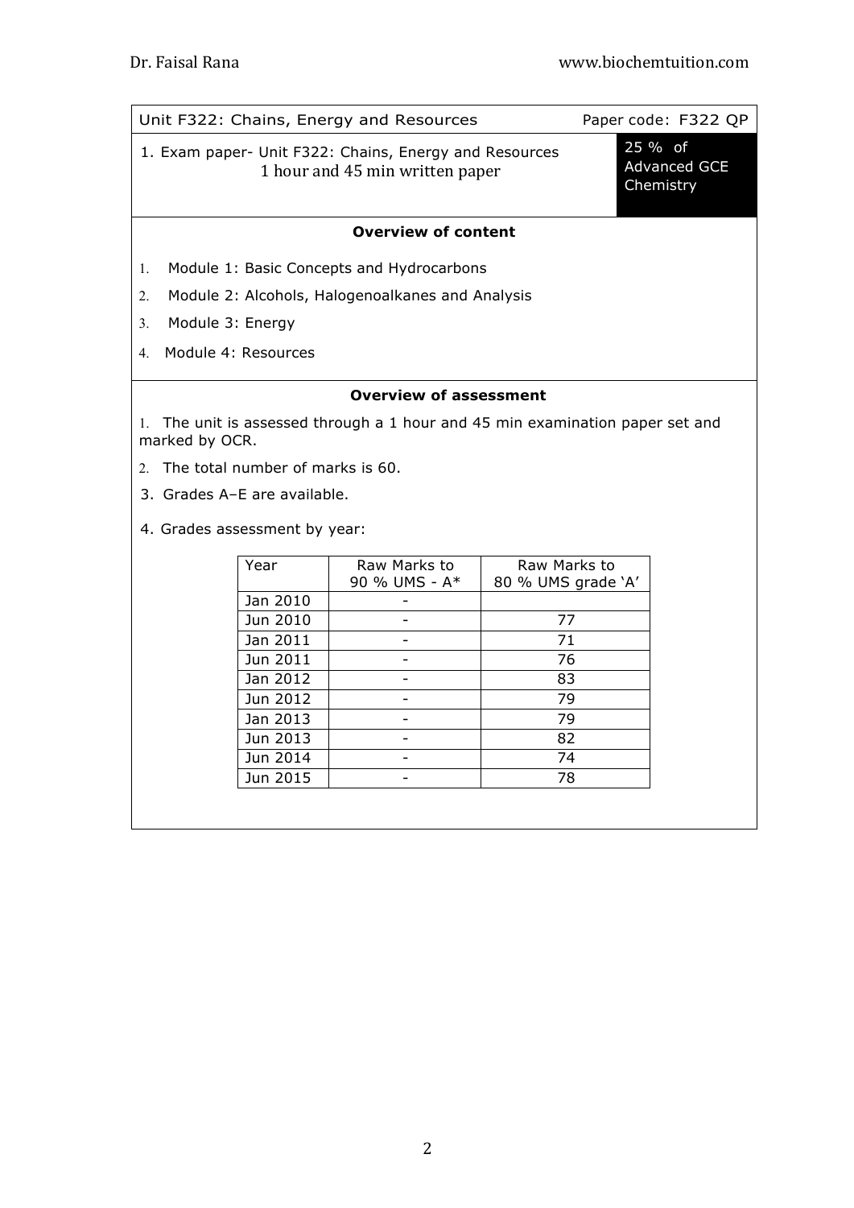| Unit F322: Chains, Energy and Resources | Paper code: F322 QP |
|---|---|
| 1. Exam paper- Unit F322: Chains, Energy and Resources<br>1 hour and 45 min written paper | 25 % of Advanced GCE Chemistry |

**Overview of content**

1. Module 1: Basic Concepts and Hydrocarbons
2. Module 2: Alcohols, Halogenoalkanes and Analysis
3. Module 3: Energy
4. Module 4: Resources

**Overview of assessment**

1. The unit is assessed through a 1 hour and 45 min examination paper set and marked by OCR.
2. The total number of marks is 60.
3. Grades A–E are available.
4. Grades assessment by year:

| Year | Raw Marks to 90 % UMS - A* | Raw Marks to 80 % UMS grade 'A' |
|---|---|---|
| Jan 2010 | - | |
| Jun 2010 | - | 77 |
| Jan 2011 | - | 71 |
| Jun 2011 | - | 76 |
| Jan 2012 | - | 83 |
| Jun 2012 | - | 79 |
| Jan 2013 | - | 79 |
| Jun 2013 | - | 82 |
| Jun 2014 | - | 74 |
| Jun 2015 | - | 78 |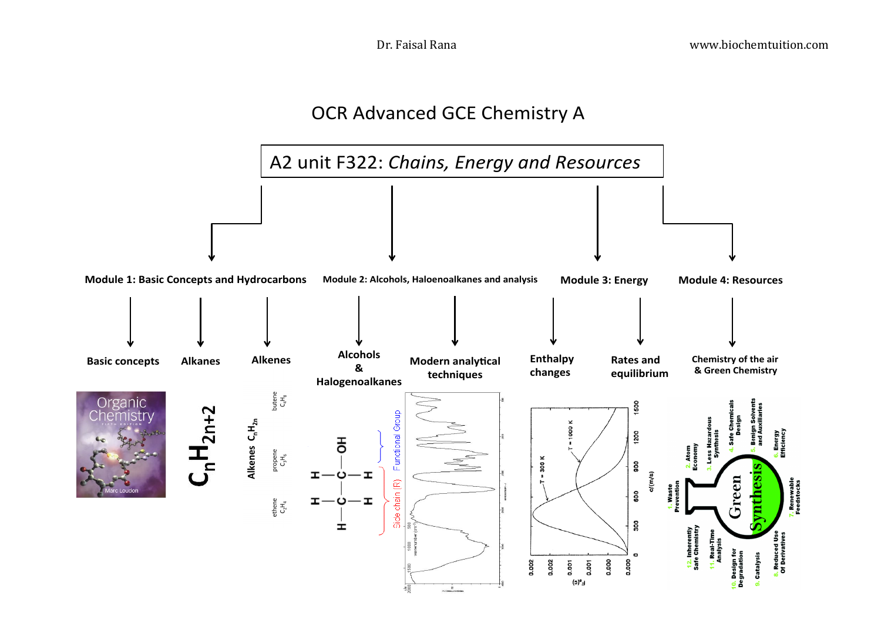# OCR Advanced GCE Chemistry A

## A2 unit F322: *Chains, Energy and Resources*

**Module 1: Basic Concepts and Hydrocarbons**

- **Basic concepts**
- **Alkanes** — $C_nH_{2n+2}$
- **Alkenes** — Alkenes $C_nH_{2n}$: ethene $C_2H_4$, propene $C_3H_6$, butene $C_4H_8$

**Module 2: Alcohols, Haloenoalkanes and analysis**

- **Alcohols & Halogenoalkanes** — Functional Group; Side chain (R)
- **Modern analytical techniques**

**Module 3: Energy**

- **Enthalpy changes**
- **Rates and equilibrium** — T = 300 K; T = 1000 K

**Module 4: Resources**

- **Chemistry of the air & Green Chemistry** — Green Synthesis: 1. Waste Prevention; 2. Atom Economy; 3. Less Hazardous Synthesis; 4. Safe Chemicals Design; 5. Benign Solvents and Auxiliaries; 6. Energy Efficiency; 7. Renewable Feedstocks; 8. Reduced Use Of Derivatives; 9. Catalysis; 10. Design for Degradation; 11. Real-Time Analysis; 12. Inherently Safe Chemistry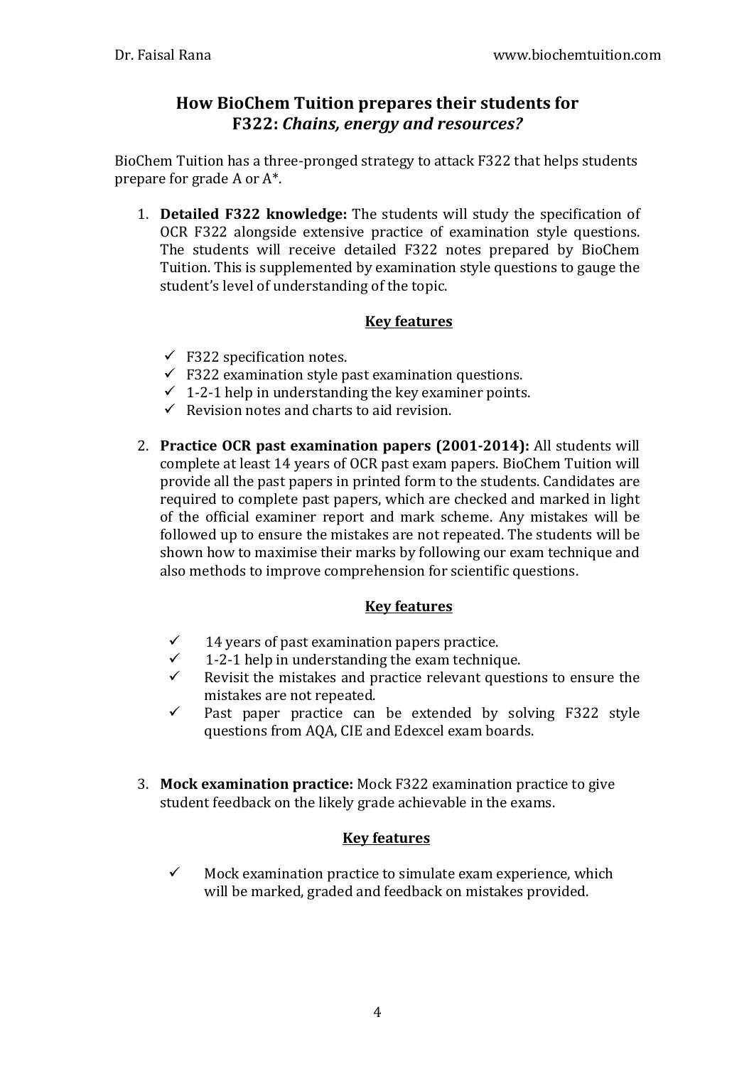## How BioChem Tuition prepares their students for F322: *Chains, energy and resources?*

BioChem Tuition has a three-pronged strategy to attack F322 that helps students prepare for grade A or A*.

1. **Detailed F322 knowledge:** The students will study the specification of OCR F322 alongside extensive practice of examination style questions. The students will receive detailed F322 notes prepared by BioChem Tuition. This is supplemented by examination style questions to gauge the student's level of understanding of the topic.

   **Key features**

   - ✓ F322 specification notes.
   - ✓ F322 examination style past examination questions.
   - ✓ 1-2-1 help in understanding the key examiner points.
   - ✓ Revision notes and charts to aid revision.

2. **Practice OCR past examination papers (2001-2014):** All students will complete at least 14 years of OCR past exam papers. BioChem Tuition will provide all the past papers in printed form to the students. Candidates are required to complete past papers, which are checked and marked in light of the official examiner report and mark scheme. Any mistakes will be followed up to ensure the mistakes are not repeated. The students will be shown how to maximise their marks by following our exam technique and also methods to improve comprehension for scientific questions.

   **Key features**

   - ✓ 14 years of past examination papers practice.
   - ✓ 1-2-1 help in understanding the exam technique.
   - ✓ Revisit the mistakes and practice relevant questions to ensure the mistakes are not repeated.
   - ✓ Past paper practice can be extended by solving F322 style questions from AQA, CIE and Edexcel exam boards.

3. **Mock examination practice:** Mock F322 examination practice to give student feedback on the likely grade achievable in the exams.

   **Key features**

   - ✓ Mock examination practice to simulate exam experience, which will be marked, graded and feedback on mistakes provided.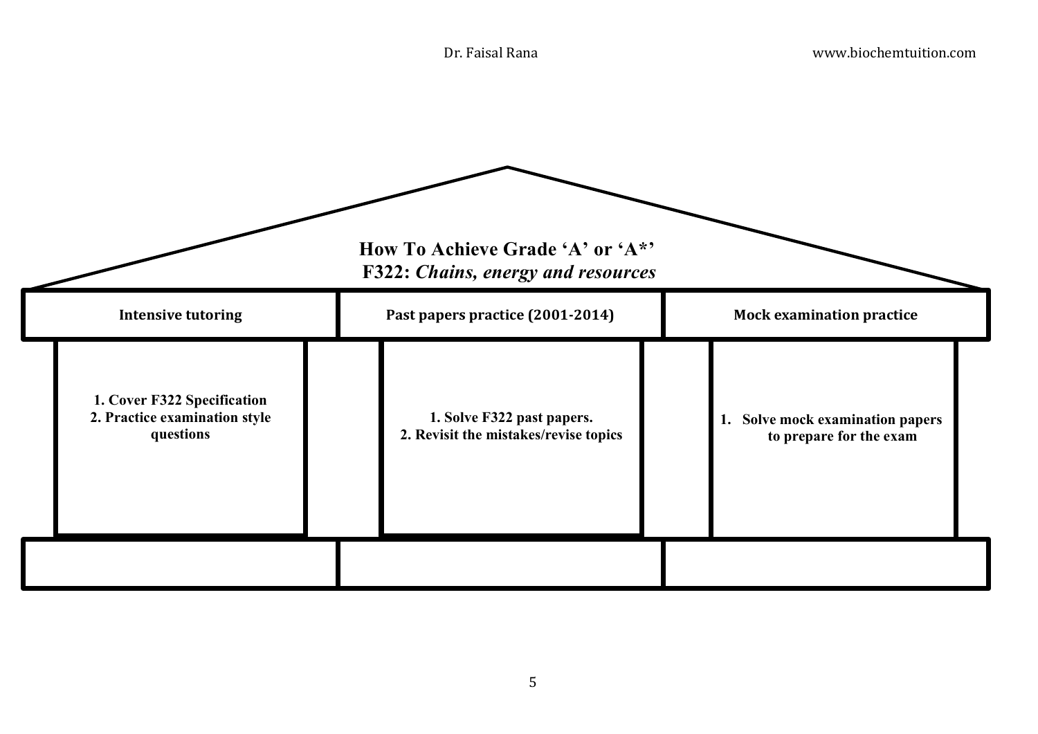# How To Achieve Grade 'A' or 'A*'

## F322: *Chains, energy and resources*

| Intensive tutoring | Past papers practice (2001-2014) | Mock examination practice |
| --- | --- | --- |
| **1. Cover F322 Specification**<br>**2. Practice examination style questions** | **1. Solve F322 past papers.**<br>**2. Revisit the mistakes/revise topics** | **1. Solve mock examination papers to prepare for the exam** |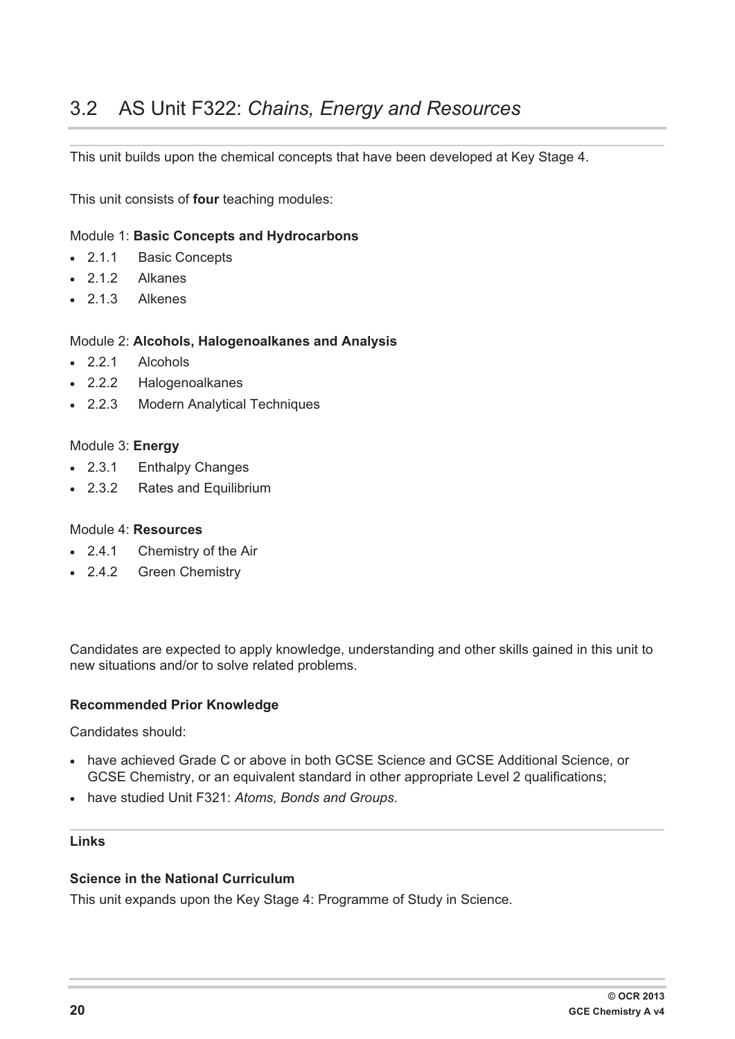## 3.2 AS Unit F322: *Chains, Energy and Resources*

This unit builds upon the chemical concepts that have been developed at Key Stage 4.

This unit consists of **four** teaching modules:

Module 1: **Basic Concepts and Hydrocarbons**

- 2.1.1 Basic Concepts
- 2.1.2 Alkanes
- 2.1.3 Alkenes

Module 2: **Alcohols, Halogenoalkanes and Analysis**

- 2.2.1 Alcohols
- 2.2.2 Halogenoalkanes
- 2.2.3 Modern Analytical Techniques

Module 3: **Energy**

- 2.3.1 Enthalpy Changes
- 2.3.2 Rates and Equilibrium

Module 4: **Resources**

- 2.4.1 Chemistry of the Air
- 2.4.2 Green Chemistry

Candidates are expected to apply knowledge, understanding and other skills gained in this unit to new situations and/or to solve related problems.

**Recommended Prior Knowledge**

Candidates should:

- have achieved Grade C or above in both GCSE Science and GCSE Additional Science, or GCSE Chemistry, or an equivalent standard in other appropriate Level 2 qualifications;
- have studied Unit F321: *Atoms, Bonds and Groups.*

**Links**

**Science in the National Curriculum**

This unit expands upon the Key Stage 4: Programme of Study in Science.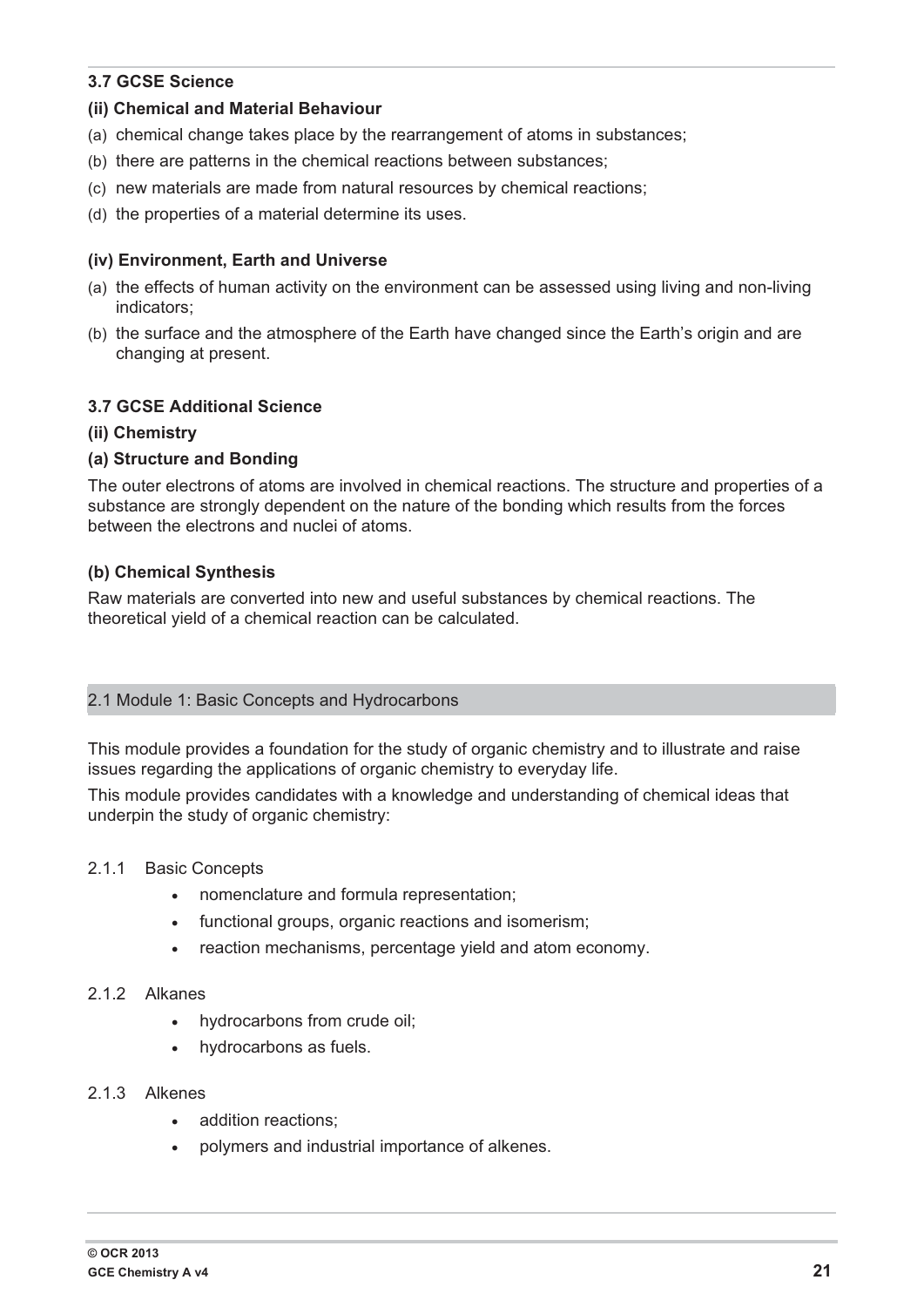### 3.7 GCSE Science

**(ii) Chemical and Material Behaviour**

(a) chemical change takes place by the rearrangement of atoms in substances;

(b) there are patterns in the chemical reactions between substances;

(c) new materials are made from natural resources by chemical reactions;

(d) the properties of a material determine its uses.

**(iv) Environment, Earth and Universe**

(a) the effects of human activity on the environment can be assessed using living and non-living indicators;

(b) the surface and the atmosphere of the Earth have changed since the Earth's origin and are changing at present.

### 3.7 GCSE Additional Science

**(ii) Chemistry**

**(a) Structure and Bonding**

The outer electrons of atoms are involved in chemical reactions. The structure and properties of a substance are strongly dependent on the nature of the bonding which results from the forces between the electrons and nuclei of atoms.

**(b) Chemical Synthesis**

Raw materials are converted into new and useful substances by chemical reactions. The theoretical yield of a chemical reaction can be calculated.

## 2.1 Module 1: Basic Concepts and Hydrocarbons

This module provides a foundation for the study of organic chemistry and to illustrate and raise issues regarding the applications of organic chemistry to everyday life.

This module provides candidates with a knowledge and understanding of chemical ideas that underpin the study of organic chemistry:

2.1.1 Basic Concepts

- nomenclature and formula representation;
- functional groups, organic reactions and isomerism;
- reaction mechanisms, percentage yield and atom economy.

2.1.2 Alkanes

- hydrocarbons from crude oil;
- hydrocarbons as fuels.

2.1.3 Alkenes

- addition reactions;
- polymers and industrial importance of alkenes.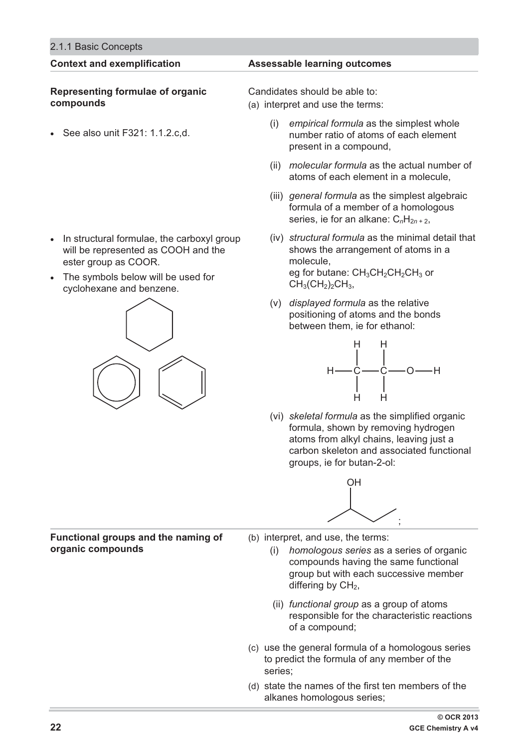## 2.1.1 Basic Concepts

| Context and exemplification | Assessable learning outcomes |
|---|---|
| **Representing formulae of organic compounds** | Candidates should be able to: |
| • See also unit F321: 1.1.2.c,d. | (a) interpret and use the terms: (i) *empirical formula* as the simplest whole number ratio of atoms of each element present in a compound, (ii) *molecular formula* as the actual number of atoms of each element in a molecule, (iii) *general formula* as the simplest algebraic formula of a member of a homologous series, ie for an alkane: $C_nH_{2n+2}$, |
| • In structural formulae, the carboxyl group will be represented as COOH and the ester group as COOR. • The symbols below will be used for cyclohexane and benzene. | (iv) *structural formula* as the minimal detail that shows the arrangement of atoms in a molecule, eg for butane: $CH_3CH_2CH_2CH_3$ or $CH_3(CH_2)_2CH_3$, (v) *displayed formula* as the relative positioning of atoms and the bonds between them, ie for ethanol: (vi) *skeletal formula* as the simplified organic formula, shown by removing hydrogen atoms from alkyl chains, leaving just a carbon skeleton and associated functional groups, ie for butan-2-ol: ; |
| **Functional groups and the naming of organic compounds** | (b) interpret, and use, the terms: (i) *homologous series* as a series of organic compounds having the same functional group but with each successive member differing by $CH_2$, (ii) *functional group* as a group of atoms responsible for the characteristic reactions of a compound; |
| | (c) use the general formula of a homologous series to predict the formula of any member of the series; |
| | (d) state the names of the first ten members of the alkanes homologous series; |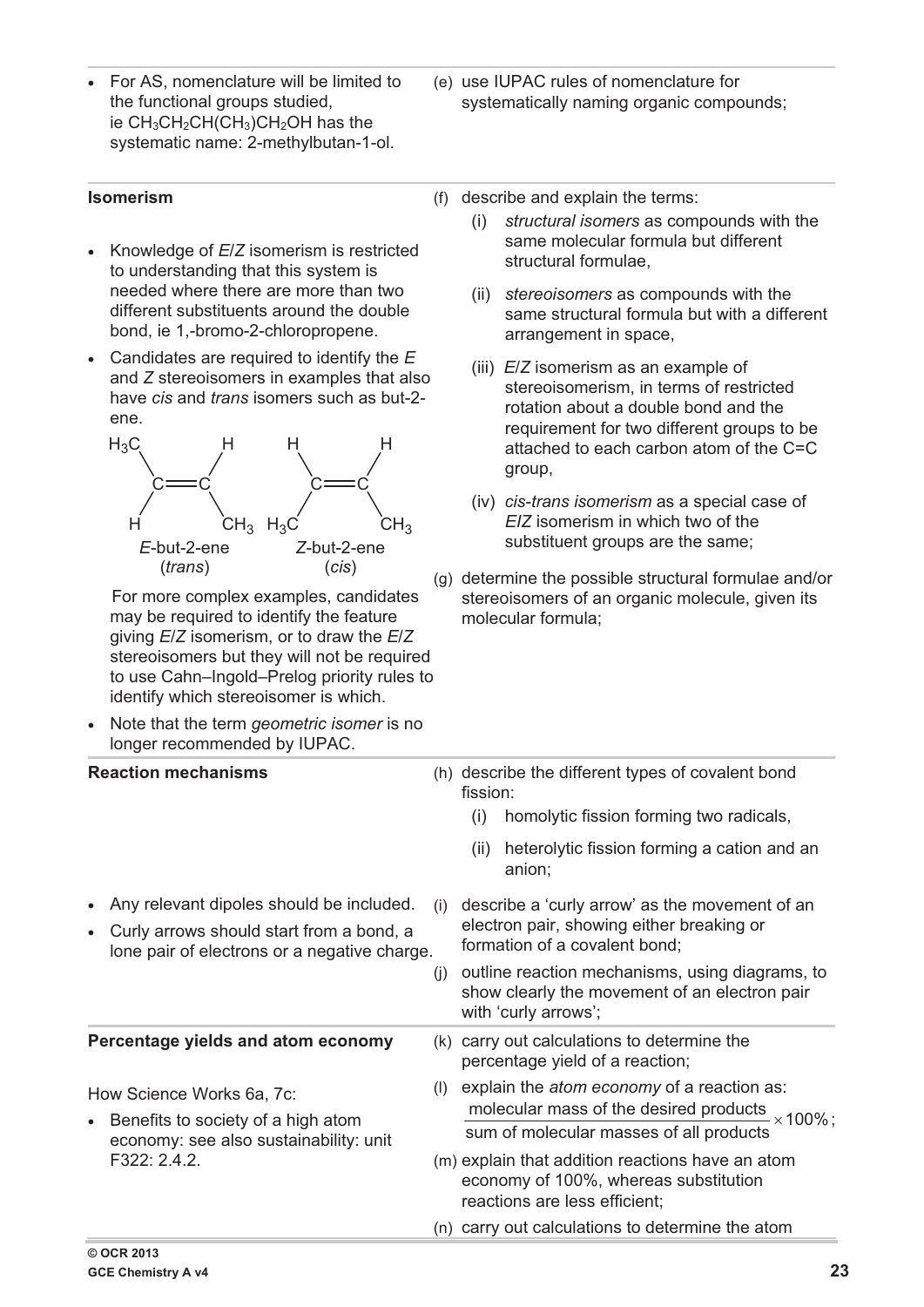- For AS, nomenclature will be limited to the functional groups studied, ie $CH_3CH_2CH(CH_3)CH_2OH$ has the systematic name: 2-methylbutan-1-ol.

(e) use IUPAC rules of nomenclature for systematically naming organic compounds;

**Isomerism**

- Knowledge of *E*/*Z* isomerism is restricted to understanding that this system is needed where there are more than two different substituents around the double bond, ie 1,-bromo-2-chloropropene.
- Candidates are required to identify the *E* and *Z* stereoisomers in examples that also have *cis* and *trans* isomers such as but-2-ene.

*E*-but-2-ene (*trans*) — $H_3C$ and H on one carbon, H and $CH_3$ on the other, $CH_3$ groups on opposite sides.

*Z*-but-2-ene (*cis*) — H and $H_3C$ on one carbon, H and $CH_3$ on the other, $CH_3$ groups on the same side.

For more complex examples, candidates may be required to identify the feature giving *E*/*Z* isomerism, or to draw the *E*/*Z* stereoisomers but they will not be required to use Cahn–Ingold–Prelog priority rules to identify which stereoisomer is which.

- Note that the term *geometric isomer* is no longer recommended by IUPAC.

(f) describe and explain the terms:
   (i) *structural isomers* as compounds with the same molecular formula but different structural formulae,
   (ii) *stereoisomers* as compounds with the same structural formula but with a different arrangement in space,
   (iii) *E*/*Z* isomerism as an example of stereoisomerism, in terms of restricted rotation about a double bond and the requirement for two different groups to be attached to each carbon atom of the C=C group,
   (iv) *cis-trans isomerism* as a special case of *E*/*Z* isomerism in which two of the substituent groups are the same;

(g) determine the possible structural formulae and/or stereoisomers of an organic molecule, given its molecular formula;

**Reaction mechanisms**

(h) describe the different types of covalent bond fission:
   (i) homolytic fission forming two radicals,
   (ii) heterolytic fission forming a cation and an anion;

- Any relevant dipoles should be included.
- Curly arrows should start from a bond, a lone pair of electrons or a negative charge.

(i) describe a 'curly arrow' as the movement of an electron pair, showing either breaking or formation of a covalent bond;

(j) outline reaction mechanisms, using diagrams, to show clearly the movement of an electron pair with 'curly arrows';

**Percentage yields and atom economy**

How Science Works 6a, 7c:

- Benefits to society of a high atom economy: see also sustainability: unit F322: 2.4.2.

(k) carry out calculations to determine the percentage yield of a reaction;

(l) explain the *atom economy* of a reaction as:
$$\frac{\text{molecular mass of the desired products}}{\text{sum of molecular masses of all products}} \times 100\%;$$

(m) explain that addition reactions have an atom economy of 100%, whereas substitution reactions are less efficient;

(n) carry out calculations to determine the atom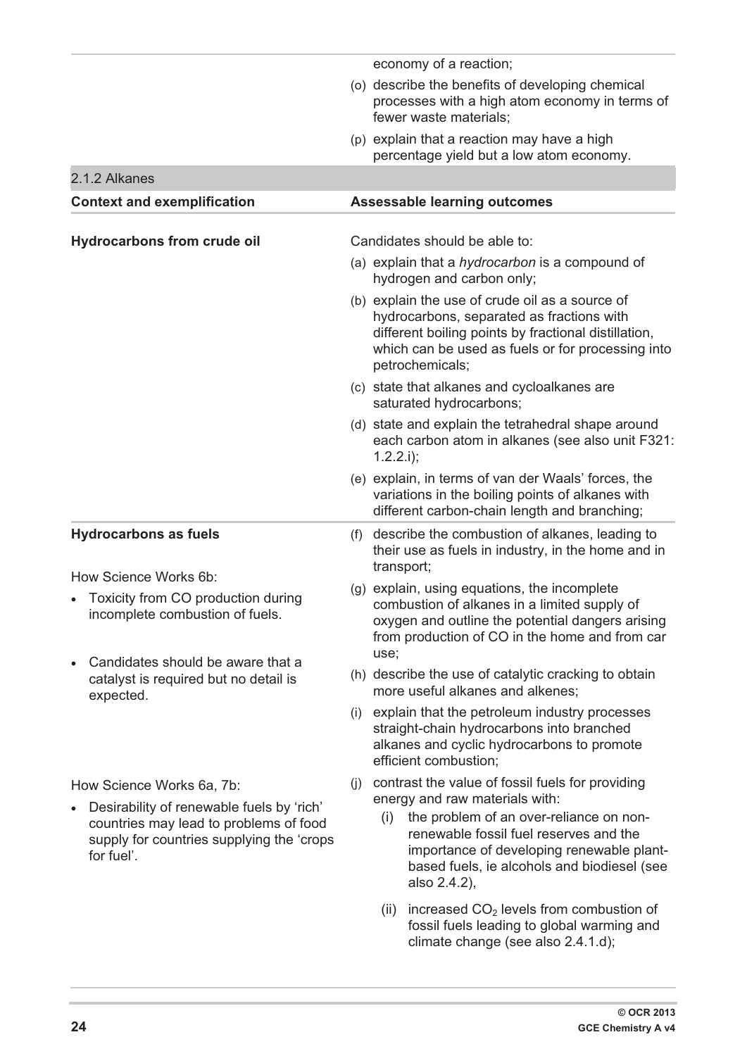economy of a reaction;

(o) describe the benefits of developing chemical processes with a high atom economy in terms of fewer waste materials;

(p) explain that a reaction may have a high percentage yield but a low atom economy.

## 2.1.2 Alkanes

| Context and exemplification | Assessable learning outcomes |
|---|---|
| **Hydrocarbons from crude oil** | Candidates should be able to:<br>(a) explain that a *hydrocarbon* is a compound of hydrogen and carbon only;<br>(b) explain the use of crude oil as a source of hydrocarbons, separated as fractions with different boiling points by fractional distillation, which can be used as fuels or for processing into petrochemicals;<br>(c) state that alkanes and cycloalkanes are saturated hydrocarbons;<br>(d) state and explain the tetrahedral shape around each carbon atom in alkanes (see also unit F321: 1.2.2.i);<br>(e) explain, in terms of van der Waals' forces, the variations in the boiling points of alkanes with different carbon-chain length and branching; |
| **Hydrocarbons as fuels**<br><br>How Science Works 6b:<br>• Toxicity from CO production during incomplete combustion of fuels.<br><br>• Candidates should be aware that a catalyst is required but no detail is expected. | (f) describe the combustion of alkanes, leading to their use as fuels in industry, in the home and in transport;<br>(g) explain, using equations, the incomplete combustion of alkanes in a limited supply of oxygen and outline the potential dangers arising from production of CO in the home and from car use;<br>(h) describe the use of catalytic cracking to obtain more useful alkanes and alkenes;<br>(i) explain that the petroleum industry processes straight-chain hydrocarbons into branched alkanes and cyclic hydrocarbons to promote efficient combustion; |
| How Science Works 6a, 7b:<br>• Desirability of renewable fuels by 'rich' countries may lead to problems of food supply for countries supplying the 'crops for fuel'. | (j) contrast the value of fossil fuels for providing energy and raw materials with:<br>(i) the problem of an over-reliance on non-renewable fossil fuel reserves and the importance of developing renewable plant-based fuels, ie alcohols and biodiesel (see also 2.4.2),<br>(ii) increased $CO_2$ levels from combustion of fossil fuels leading to global warming and climate change (see also 2.4.1.d); |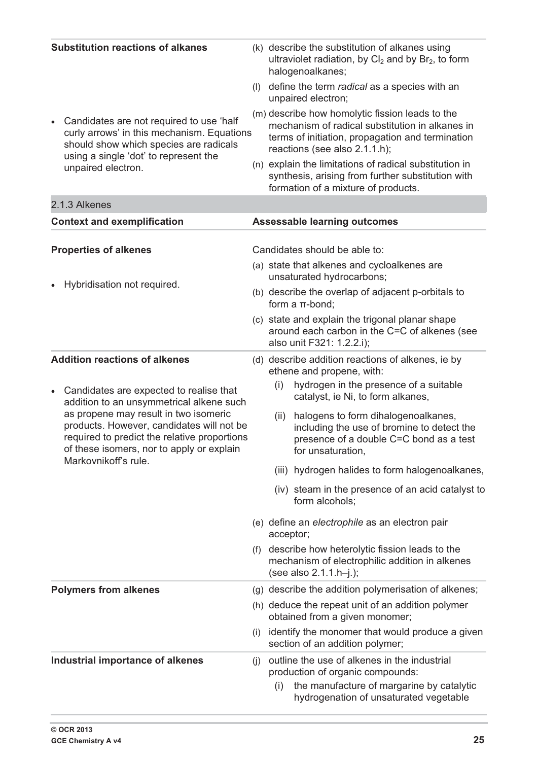| Substitution reactions of alkanes | |
|---|---|
| | (k) describe the substitution of alkanes using ultraviolet radiation, by $Cl_2$ and by $Br_2$, to form halogenoalkanes; |
| | (l) define the term *radical* as a species with an unpaired electron; |
| • Candidates are not required to use 'half curly arrows' in this mechanism. Equations should show which species are radicals using a single 'dot' to represent the unpaired electron. | (m) describe how homolytic fission leads to the mechanism of radical substitution in alkanes in terms of initiation, propagation and termination reactions (see also 2.1.1.h); |
| | (n) explain the limitations of radical substitution in synthesis, arising from further substitution with formation of a mixture of products. |

## 2.1.3 Alkenes

| Context and exemplification | Assessable learning outcomes |
|---|---|
| **Properties of alkenes** | Candidates should be able to: |
| | (a) state that alkenes and cycloalkenes are unsaturated hydrocarbons; |
| • Hybridisation not required. | (b) describe the overlap of adjacent p-orbitals to form a π-bond; |
| | (c) state and explain the trigonal planar shape around each carbon in the C=C of alkenes (see also unit F321: 1.2.2.i); |
| **Addition reactions of alkenes** | (d) describe addition reactions of alkenes, ie by ethene and propene, with: |
| • Candidates are expected to realise that addition to an unsymmetrical alkene such as propene may result in two isomeric products. However, candidates will not be required to predict the relative proportions of these isomers, nor to apply or explain Markovnikoff's rule. | (i) hydrogen in the presence of a suitable catalyst, ie Ni, to form alkanes, |
| | (ii) halogens to form dihalogenoalkanes, including the use of bromine to detect the presence of a double C=C bond as a test for unsaturation, |
| | (iii) hydrogen halides to form halogenoalkanes, |
| | (iv) steam in the presence of an acid catalyst to form alcohols; |
| | (e) define an *electrophile* as an electron pair acceptor; |
| | (f) describe how heterolytic fission leads to the mechanism of electrophilic addition in alkenes (see also 2.1.1.h–j.); |
| **Polymers from alkenes** | (g) describe the addition polymerisation of alkenes; |
| | (h) deduce the repeat unit of an addition polymer obtained from a given monomer; |
| | (i) identify the monomer that would produce a given section of an addition polymer; |
| **Industrial importance of alkenes** | (j) outline the use of alkenes in the industrial production of organic compounds: |
| | (i) the manufacture of margarine by catalytic hydrogenation of unsaturated vegetable |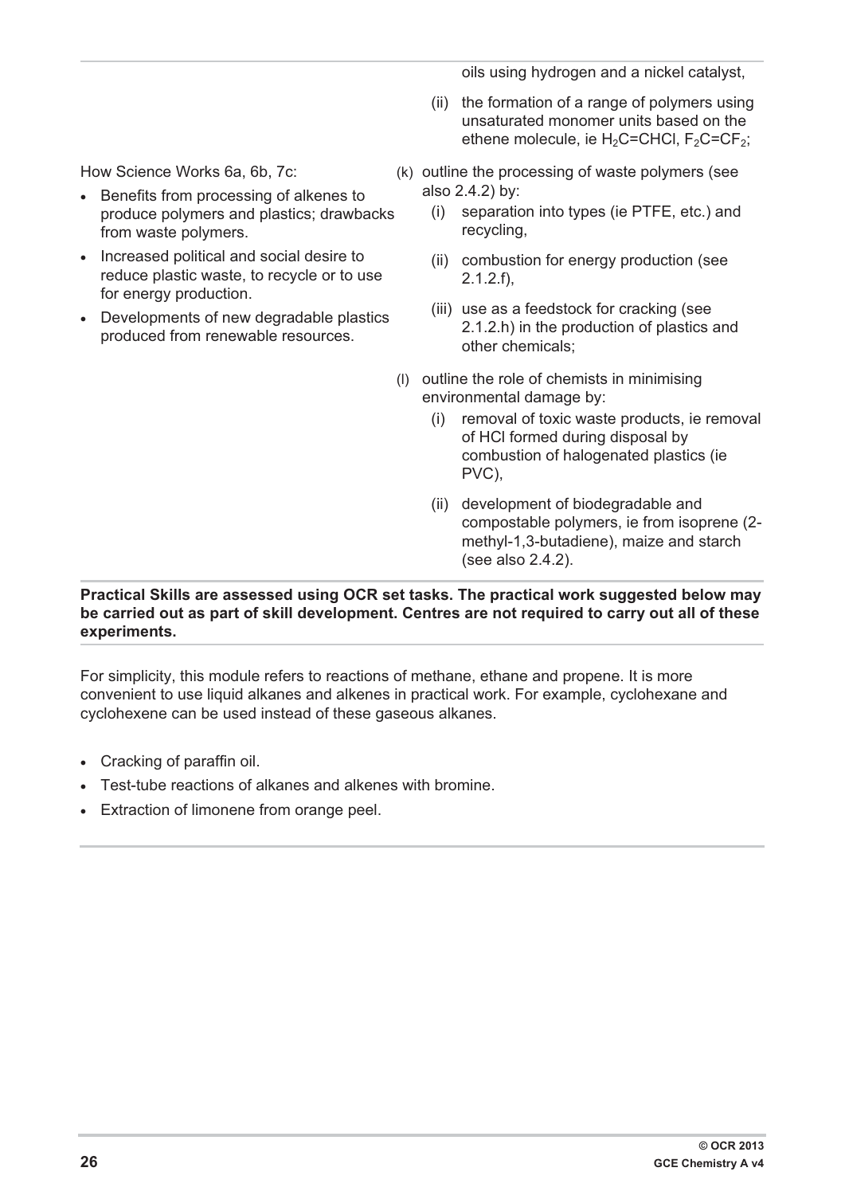oils using hydrogen and a nickel catalyst,

(ii) the formation of a range of polymers using unsaturated monomer units based on the ethene molecule, ie $H_2C{=}CHCl$, $F_2C{=}CF_2$;

How Science Works 6a, 6b, 7c:

- Benefits from processing of alkenes to produce polymers and plastics; drawbacks from waste polymers.
- Increased political and social desire to reduce plastic waste, to recycle or to use for energy production.
- Developments of new degradable plastics produced from renewable resources.

(k) outline the processing of waste polymers (see also 2.4.2) by:

(i) separation into types (ie PTFE, etc.) and recycling,

(ii) combustion for energy production (see 2.1.2.f),

(iii) use as a feedstock for cracking (see 2.1.2.h) in the production of plastics and other chemicals;

(l) outline the role of chemists in minimising environmental damage by:

(i) removal of toxic waste products, ie removal of HCl formed during disposal by combustion of halogenated plastics (ie PVC),

(ii) development of biodegradable and compostable polymers, ie from isoprene (2-methyl-1,3-butadiene), maize and starch (see also 2.4.2).

**Practical Skills are assessed using OCR set tasks. The practical work suggested below may be carried out as part of skill development. Centres are not required to carry out all of these experiments.**

For simplicity, this module refers to reactions of methane, ethane and propene. It is more convenient to use liquid alkanes and alkenes in practical work. For example, cyclohexane and cyclohexene can be used instead of these gaseous alkanes.

- Cracking of paraffin oil.
- Test-tube reactions of alkanes and alkenes with bromine.
- Extraction of limonene from orange peel.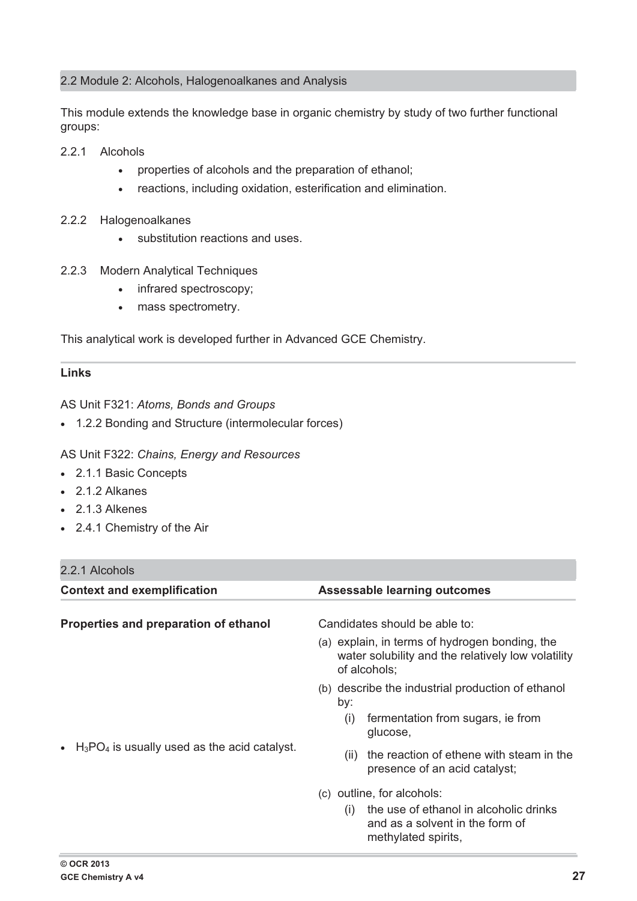## 2.2 Module 2: Alcohols, Halogenoalkanes and Analysis

This module extends the knowledge base in organic chemistry by study of two further functional groups:

2.2.1 Alcohols

- properties of alcohols and the preparation of ethanol;
- reactions, including oxidation, esterification and elimination.

2.2.2 Halogenoalkanes

- substitution reactions and uses.

2.2.3 Modern Analytical Techniques

- infrared spectroscopy;
- mass spectrometry.

This analytical work is developed further in Advanced GCE Chemistry.

**Links**

AS Unit F321: *Atoms, Bonds and Groups*

- 1.2.2 Bonding and Structure (intermolecular forces)

AS Unit F322: *Chains, Energy and Resources*

- 2.1.1 Basic Concepts
- 2.1.2 Alkanes
- 2.1.3 Alkenes
- 2.4.1 Chemistry of the Air

### 2.2.1 Alcohols

| Context and exemplification | Assessable learning outcomes |
| --- | --- |
| **Properties and preparation of ethanol** | Candidates should be able to: |
| | (a) explain, in terms of hydrogen bonding, the water solubility and the relatively low volatility of alcohols; |
| | (b) describe the industrial production of ethanol by: (i) fermentation from sugars, ie from glucose, |
| • $H_3PO_4$ is usually used as the acid catalyst. | (ii) the reaction of ethene with steam in the presence of an acid catalyst; |
| | (c) outline, for alcohols: (i) the use of ethanol in alcoholic drinks and as a solvent in the form of methylated spirits, |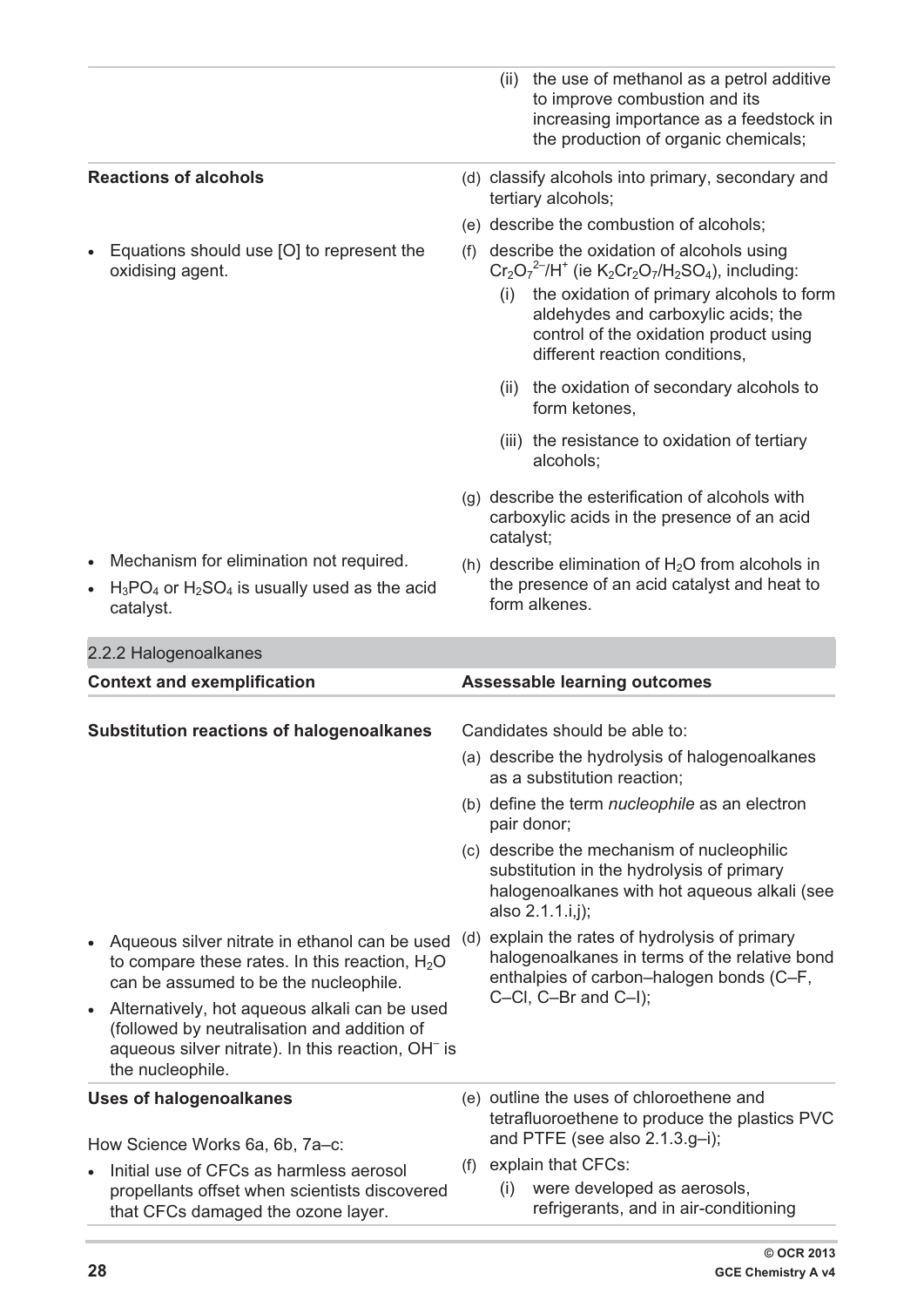| | |
|---|---|
| | (ii) the use of methanol as a petrol additive to improve combustion and its increasing importance as a feedstock in the production of organic chemicals; |
| **Reactions of alcohols** | (d) classify alcohols into primary, secondary and tertiary alcohols; |
| | (e) describe the combustion of alcohols; |
| • Equations should use [O] to represent the oxidising agent. | (f) describe the oxidation of alcohols using $Cr_2O_7^{2-}/H^+$ (ie $K_2Cr_2O_7/H_2SO_4$), including: (i) the oxidation of primary alcohols to form aldehydes and carboxylic acids; the control of the oxidation product using different reaction conditions, (ii) the oxidation of secondary alcohols to form ketones, (iii) the resistance to oxidation of tertiary alcohols; |
| | (g) describe the esterification of alcohols with carboxylic acids in the presence of an acid catalyst; |
| • Mechanism for elimination not required. • $H_3PO_4$ or $H_2SO_4$ is usually used as the acid catalyst. | (h) describe elimination of $H_2O$ from alcohols in the presence of an acid catalyst and heat to form alkenes. |

## 2.2.2 Halogenoalkanes

| Context and exemplification | Assessable learning outcomes |
|---|---|
| **Substitution reactions of halogenoalkanes** | Candidates should be able to: |
| | (a) describe the hydrolysis of halogenoalkanes as a substitution reaction; |
| | (b) define the term *nucleophile* as an electron pair donor; |
| | (c) describe the mechanism of nucleophilic substitution in the hydrolysis of primary halogenoalkanes with hot aqueous alkali (see also 2.1.1.i,j); |
| • Aqueous silver nitrate in ethanol can be used to compare these rates. In this reaction, $H_2O$ can be assumed to be the nucleophile. • Alternatively, hot aqueous alkali can be used (followed by neutralisation and addition of aqueous silver nitrate). In this reaction, $OH^-$ is the nucleophile. | (d) explain the rates of hydrolysis of primary halogenoalkanes in terms of the relative bond enthalpies of carbon–halogen bonds (C–F, C–Cl, C–Br and C–I); |
| **Uses of halogenoalkanes** | (e) outline the uses of chloroethene and tetrafluoroethene to produce the plastics PVC and PTFE (see also 2.1.3.g–i); |
| How Science Works 6a, 6b, 7a–c: • Initial use of CFCs as harmless aerosol propellants offset when scientists discovered that CFCs damaged the ozone layer. | (f) explain that CFCs: (i) were developed as aerosols, refrigerants, and in air-conditioning |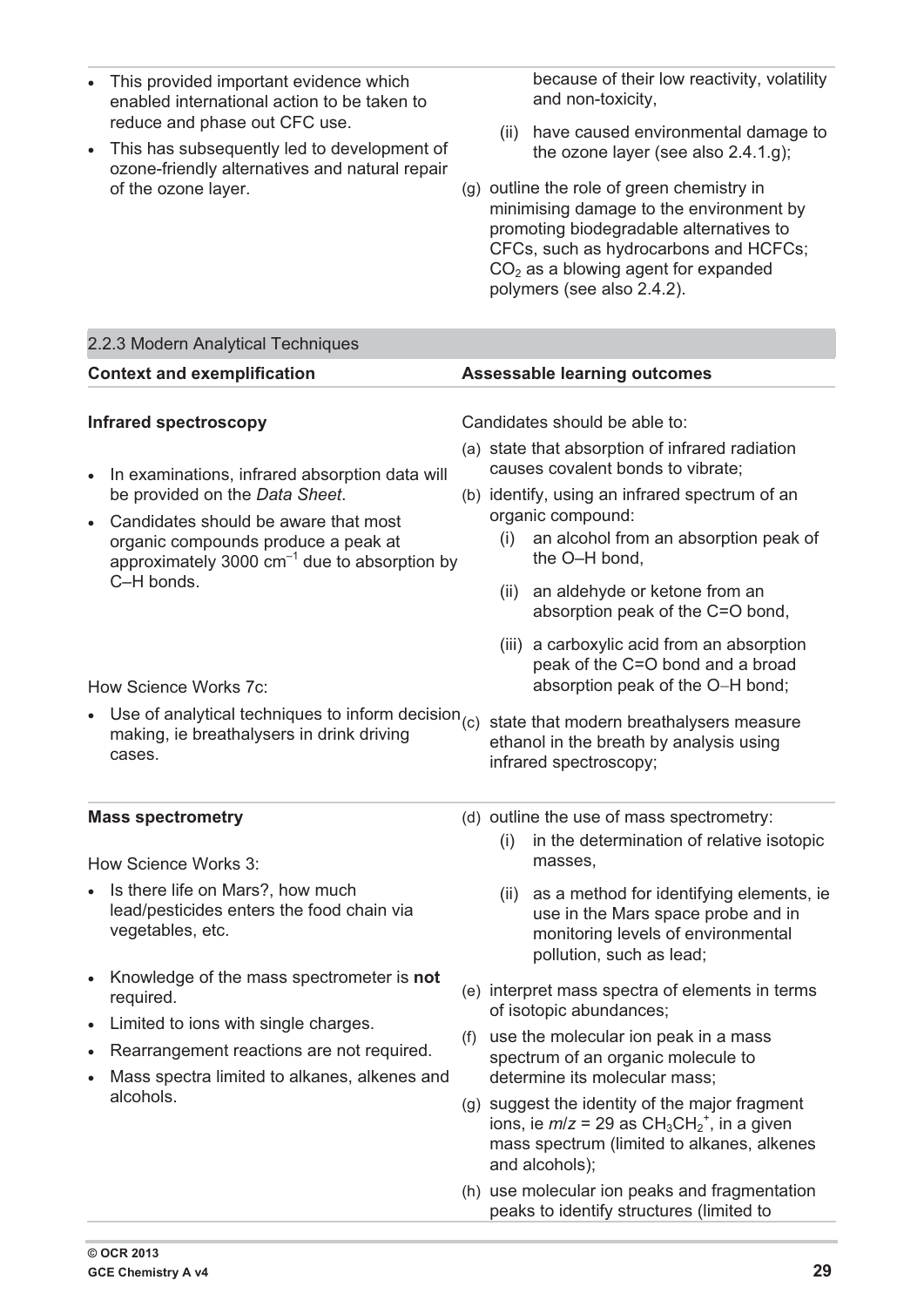- This provided important evidence which enabled international action to be taken to reduce and phase out CFC use.
- This has subsequently led to development of ozone-friendly alternatives and natural repair of the ozone layer.

because of their low reactivity, volatility and non-toxicity,

(ii) have caused environmental damage to the ozone layer (see also 2.4.1.g);

(g) outline the role of green chemistry in minimising damage to the environment by promoting biodegradable alternatives to CFCs, such as hydrocarbons and HCFCs; $CO_2$ as a blowing agent for expanded polymers (see also 2.4.2).

## 2.2.3 Modern Analytical Techniques

| Context and exemplification | Assessable learning outcomes |
|---|---|
| **Infrared spectroscopy**<br><br>- In examinations, infrared absorption data will be provided on the *Data Sheet*.<br>- Candidates should be aware that most organic compounds produce a peak at approximately 3000 $cm^{-1}$ due to absorption by C–H bonds.<br><br>How Science Works 7c:<br><br>- Use of analytical techniques to inform decision making, ie breathalysers in drink driving cases. | Candidates should be able to:<br><br>(a) state that absorption of infrared radiation causes covalent bonds to vibrate;<br><br>(b) identify, using an infrared spectrum of an organic compound:<br>(i) an alcohol from an absorption peak of the O–H bond,<br>(ii) an aldehyde or ketone from an absorption peak of the C=O bond,<br>(iii) a carboxylic acid from an absorption peak of the C=O bond and a broad absorption peak of the O–H bond;<br><br>(c) state that modern breathalysers measure ethanol in the breath by analysis using infrared spectroscopy; |
| **Mass spectrometry**<br><br>How Science Works 3:<br><br>- Is there life on Mars?, how much lead/pesticides enters the food chain via vegetables, etc.<br><br>- Knowledge of the mass spectrometer is **not** required.<br>- Limited to ions with single charges.<br>- Rearrangement reactions are not required.<br>- Mass spectra limited to alkanes, alkenes and alcohols. | (d) outline the use of mass spectrometry:<br>(i) in the determination of relative isotopic masses,<br>(ii) as a method for identifying elements, ie use in the Mars space probe and in monitoring levels of environmental pollution, such as lead;<br><br>(e) interpret mass spectra of elements in terms of isotopic abundances;<br><br>(f) use the molecular ion peak in a mass spectrum of an organic molecule to determine its molecular mass;<br><br>(g) suggest the identity of the major fragment ions, ie $m/z$ = 29 as $CH_3CH_2^+$, in a given mass spectrum (limited to alkanes, alkenes and alcohols);<br><br>(h) use molecular ion peaks and fragmentation peaks to identify structures (limited to |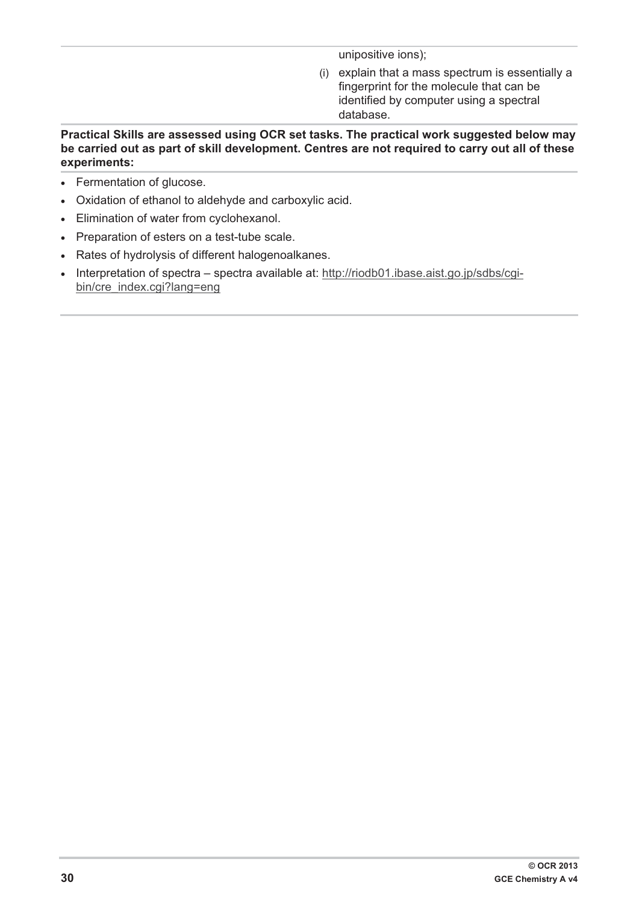unipositive ions);

(i) explain that a mass spectrum is essentially a fingerprint for the molecule that can be identified by computer using a spectral database.

**Practical Skills are assessed using OCR set tasks. The practical work suggested below may be carried out as part of skill development. Centres are not required to carry out all of these experiments:**

- Fermentation of glucose.
- Oxidation of ethanol to aldehyde and carboxylic acid.
- Elimination of water from cyclohexanol.
- Preparation of esters on a test-tube scale.
- Rates of hydrolysis of different halogenoalkanes.
- Interpretation of spectra – spectra available at: http://riodb01.ibase.aist.go.jp/sdbs/cgi-bin/cre_index.cgi?lang=eng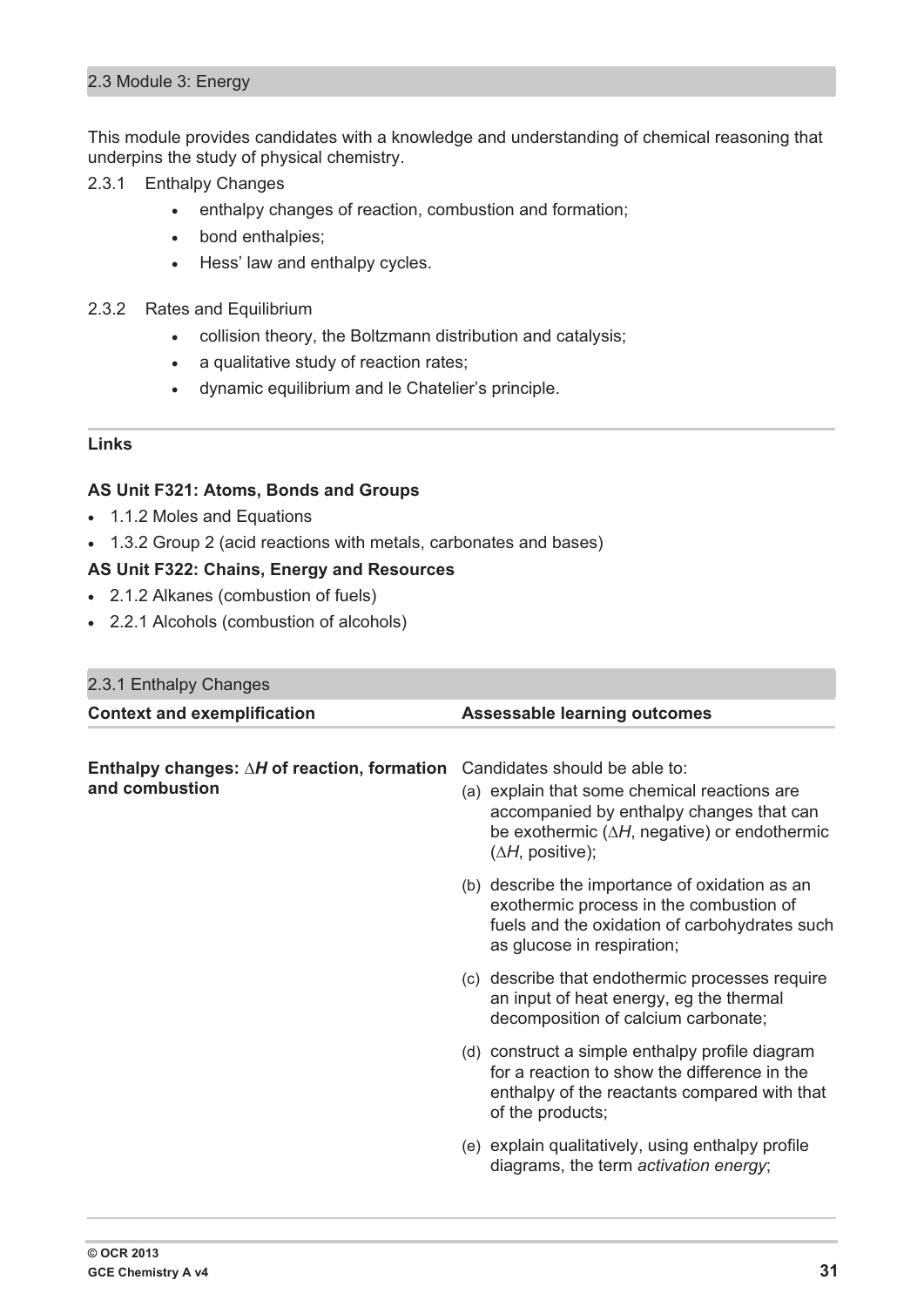## 2.3 Module 3: Energy

This module provides candidates with a knowledge and understanding of chemical reasoning that underpins the study of physical chemistry.

2.3.1 Enthalpy Changes

- enthalpy changes of reaction, combustion and formation;
- bond enthalpies;
- Hess' law and enthalpy cycles.

2.3.2 Rates and Equilibrium

- collision theory, the Boltzmann distribution and catalysis;
- a qualitative study of reaction rates;
- dynamic equilibrium and le Chatelier's principle.

**Links**

**AS Unit F321: Atoms, Bonds and Groups**

- 1.1.2 Moles and Equations
- 1.3.2 Group 2 (acid reactions with metals, carbonates and bases)

**AS Unit F322: Chains, Energy and Resources**

- 2.1.2 Alkanes (combustion of fuels)
- 2.2.1 Alcohols (combustion of alcohols)

### 2.3.1 Enthalpy Changes

| Context and exemplification | Assessable learning outcomes |
| --- | --- |
| **Enthalpy changes: $\Delta H$ of reaction, formation and combustion** | Candidates should be able to:<br>(a) explain that some chemical reactions are accompanied by enthalpy changes that can be exothermic ($\Delta H$, negative) or endothermic ($\Delta H$, positive);<br>(b) describe the importance of oxidation as an exothermic process in the combustion of fuels and the oxidation of carbohydrates such as glucose in respiration;<br>(c) describe that endothermic processes require an input of heat energy, eg the thermal decomposition of calcium carbonate;<br>(d) construct a simple enthalpy profile diagram for a reaction to show the difference in the enthalpy of the reactants compared with that of the products;<br>(e) explain qualitatively, using enthalpy profile diagrams, the term *activation energy*; |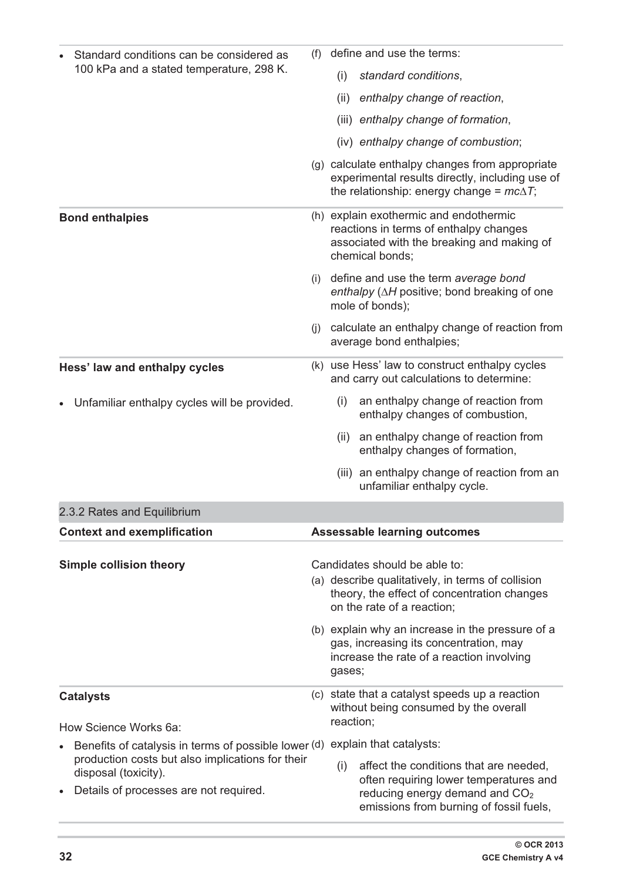| | |
|---|---|
| • Standard conditions can be considered as 100 kPa and a stated temperature, 298 K. | (f) define and use the terms: (i) *standard conditions*, (ii) *enthalpy change of reaction*, (iii) *enthalpy change of formation*, (iv) *enthalpy change of combustion*; |
| | (g) calculate enthalpy changes from appropriate experimental results directly, including use of the relationship: energy change = $mc\Delta T$; |
| **Bond enthalpies** | (h) explain exothermic and endothermic reactions in terms of enthalpy changes associated with the breaking and making of chemical bonds; |
| | (i) define and use the term *average bond enthalpy* ($\Delta H$ positive; bond breaking of one mole of bonds); |
| | (j) calculate an enthalpy change of reaction from average bond enthalpies; |
| **Hess' law and enthalpy cycles** • Unfamiliar enthalpy cycles will be provided. | (k) use Hess' law to construct enthalpy cycles and carry out calculations to determine: (i) an enthalpy change of reaction from enthalpy changes of combustion, (ii) an enthalpy change of reaction from enthalpy changes of formation, (iii) an enthalpy change of reaction from an unfamiliar enthalpy cycle. |

## 2.3.2 Rates and Equilibrium

| Context and exemplification | Assessable learning outcomes |
|---|---|
| **Simple collision theory** | Candidates should be able to: (a) describe qualitatively, in terms of collision theory, the effect of concentration changes on the rate of a reaction; |
| | (b) explain why an increase in the pressure of a gas, increasing its concentration, may increase the rate of a reaction involving gases; |
| **Catalysts** How Science Works 6a: • Benefits of catalysis in terms of possible lower production costs but also implications for their disposal (toxicity). • Details of processes are not required. | (c) state that a catalyst speeds up a reaction without being consumed by the overall reaction; (d) explain that catalysts: (i) affect the conditions that are needed, often requiring lower temperatures and reducing energy demand and $CO_2$ emissions from burning of fossil fuels, |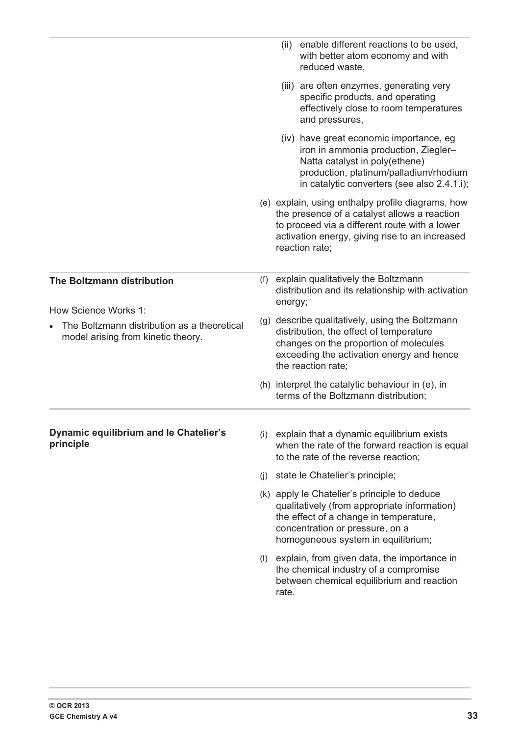(ii) enable different reactions to be used, with better atom economy and with reduced waste,

(iii) are often enzymes, generating very specific products, and operating effectively close to room temperatures and pressures,

(iv) have great economic importance, eg iron in ammonia production, Ziegler–Natta catalyst in poly(ethene) production, platinum/palladium/rhodium in catalytic converters (see also 2.4.1.i);

(e) explain, using enthalpy profile diagrams, how the presence of a catalyst allows a reaction to proceed via a different route with a lower activation energy, giving rise to an increased reaction rate;

**The Boltzmann distribution**

How Science Works 1:

- The Boltzmann distribution as a theoretical model arising from kinetic theory.

(f) explain qualitatively the Boltzmann distribution and its relationship with activation energy;

(g) describe qualitatively, using the Boltzmann distribution, the effect of temperature changes on the proportion of molecules exceeding the activation energy and hence the reaction rate;

(h) interpret the catalytic behaviour in (e), in terms of the Boltzmann distribution;

**Dynamic equilibrium and le Chatelier's principle**

(i) explain that a dynamic equilibrium exists when the rate of the forward reaction is equal to the rate of the reverse reaction;

(j) state le Chatelier's principle;

(k) apply le Chatelier's principle to deduce qualitatively (from appropriate information) the effect of a change in temperature, concentration or pressure, on a homogeneous system in equilibrium;

(l) explain, from given data, the importance in the chemical industry of a compromise between chemical equilibrium and reaction rate.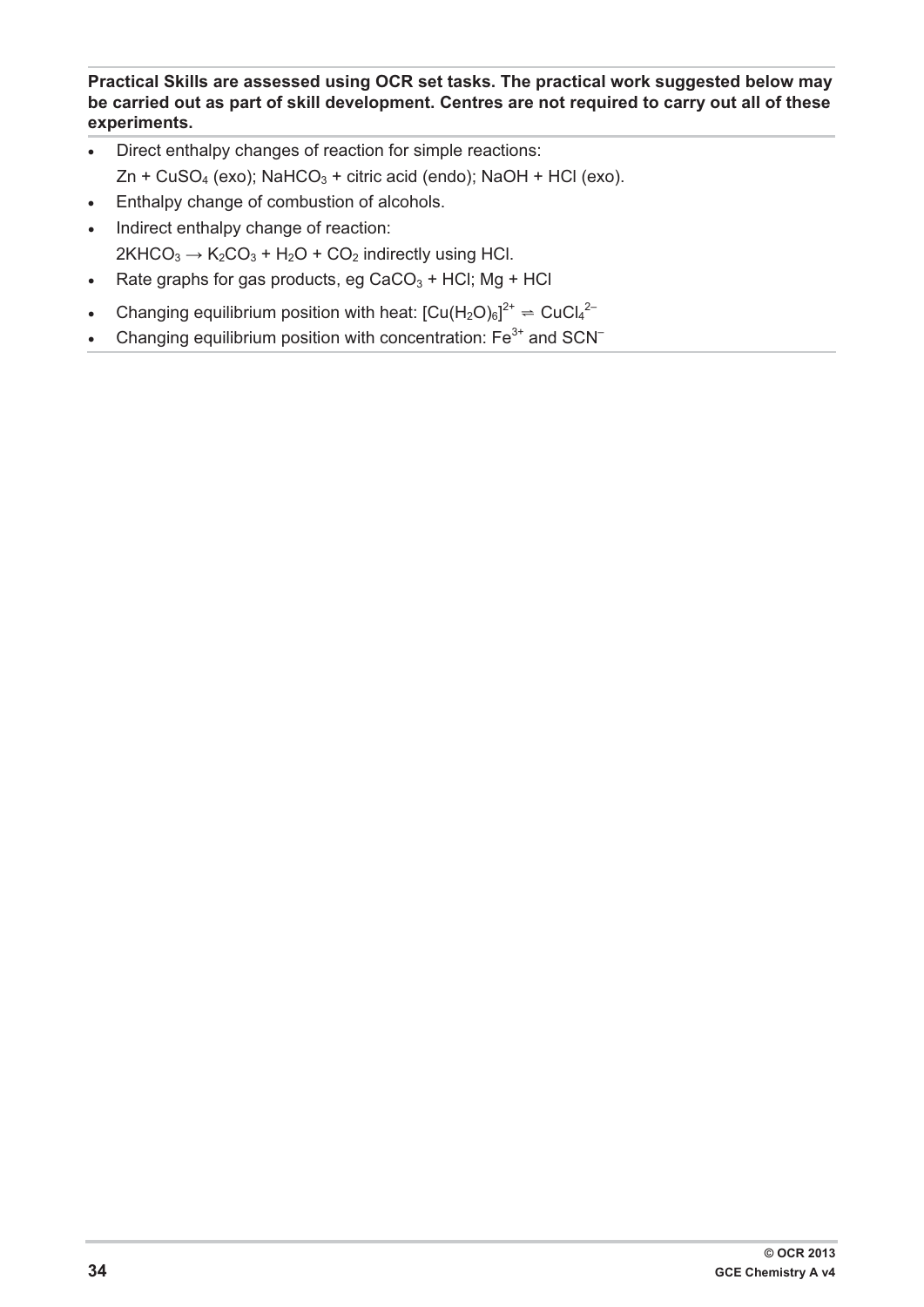**Practical Skills are assessed using OCR set tasks. The practical work suggested below may be carried out as part of skill development. Centres are not required to carry out all of these experiments.**

- Direct enthalpy changes of reaction for simple reactions:
  $Zn + CuSO_4$ (exo); $NaHCO_3$ + citric acid (endo); $NaOH + HCl$ (exo).
- Enthalpy change of combustion of alcohols.
- Indirect enthalpy change of reaction:
  $2KHCO_3 \rightarrow K_2CO_3 + H_2O + CO_2$ indirectly using HCl.
- Rate graphs for gas products, eg $CaCO_3 + HCl$; $Mg + HCl$
- Changing equilibrium position with heat: $[Cu(H_2O)_6]^{2+} \rightleftharpoons CuCl_4^{2-}$
- Changing equilibrium position with concentration: $Fe^{3+}$ and $SCN^-$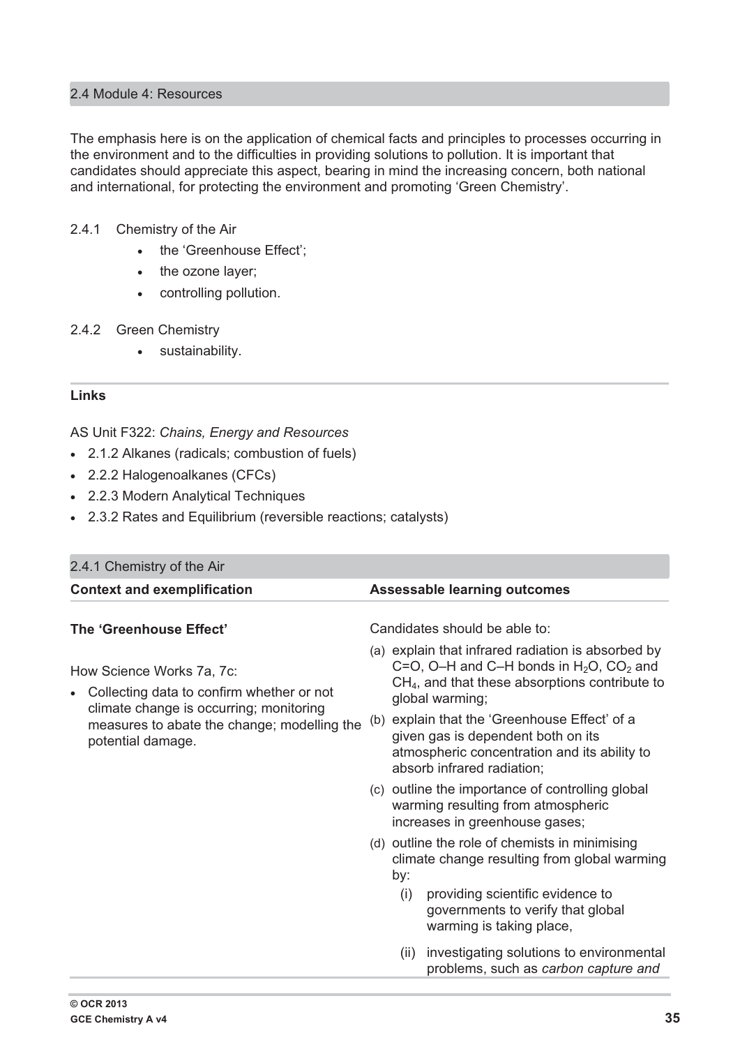## 2.4 Module 4: Resources

The emphasis here is on the application of chemical facts and principles to processes occurring in the environment and to the difficulties in providing solutions to pollution. It is important that candidates should appreciate this aspect, bearing in mind the increasing concern, both national and international, for protecting the environment and promoting 'Green Chemistry'.

2.4.1 Chemistry of the Air

- the 'Greenhouse Effect';
- the ozone layer;
- controlling pollution.

2.4.2 Green Chemistry

- sustainability.

### Links

AS Unit F322: *Chains, Energy and Resources*

- 2.1.2 Alkanes (radicals; combustion of fuels)
- 2.2.2 Halogenoalkanes (CFCs)
- 2.2.3 Modern Analytical Techniques
- 2.3.2 Rates and Equilibrium (reversible reactions; catalysts)

### 2.4.1 Chemistry of the Air

| Context and exemplification | Assessable learning outcomes |
|---|---|
| **The 'Greenhouse Effect'**<br><br>How Science Works 7a, 7c:<br>• Collecting data to confirm whether or not climate change is occurring; monitoring measures to abate the change; modelling the potential damage. | Candidates should be able to:<br>(a) explain that infrared radiation is absorbed by C=O, O–H and C–H bonds in $H_2O$, $CO_2$ and $CH_4$, and that these absorptions contribute to global warming;<br>(b) explain that the 'Greenhouse Effect' of a given gas is dependent both on its atmospheric concentration and its ability to absorb infrared radiation;<br>(c) outline the importance of controlling global warming resulting from atmospheric increases in greenhouse gases;<br>(d) outline the role of chemists in minimising climate change resulting from global warming by:<br>(i) providing scientific evidence to governments to verify that global warming is taking place,<br>(ii) investigating solutions to environmental problems, such as *carbon capture and* |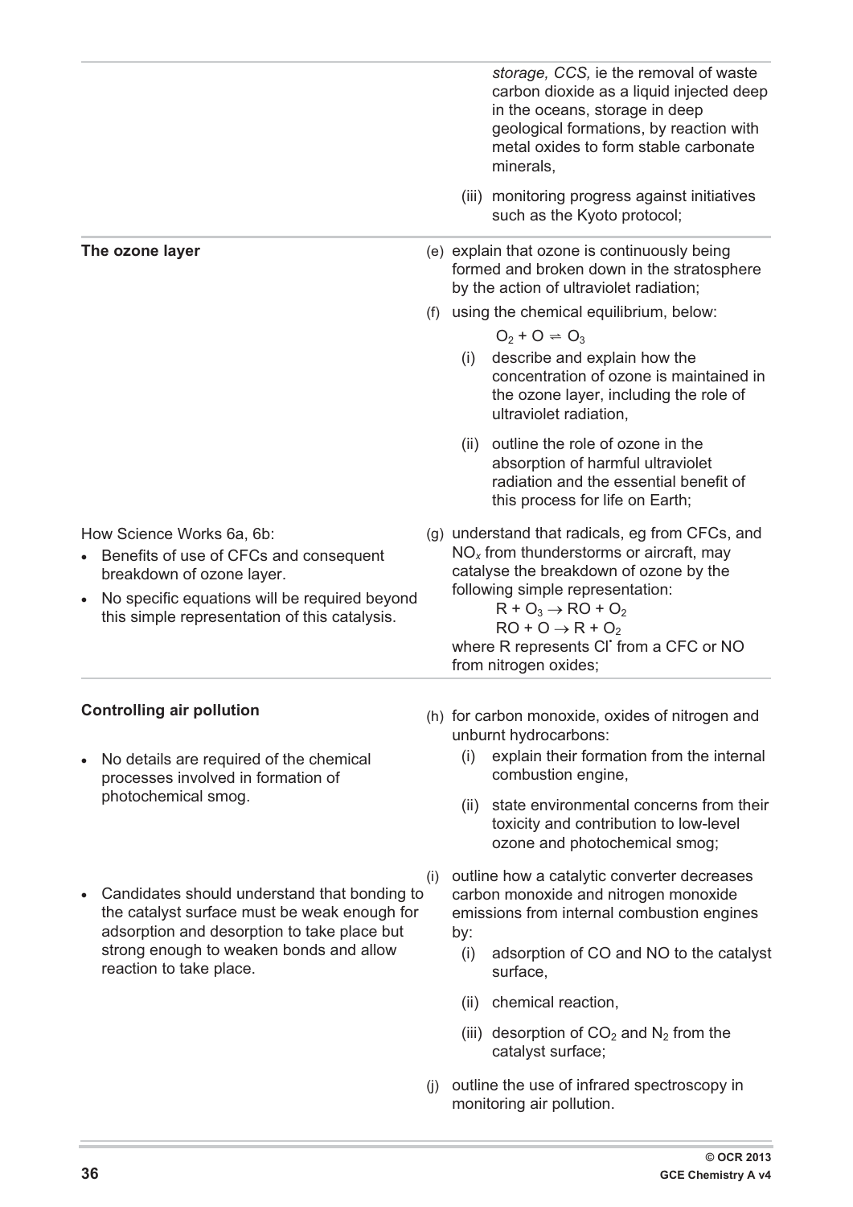*storage, CCS,* ie the removal of waste carbon dioxide as a liquid injected deep in the oceans, storage in deep geological formations, by reaction with metal oxides to form stable carbonate minerals,

(iii) monitoring progress against initiatives such as the Kyoto protocol;

**The ozone layer**

(e) explain that ozone is continuously being formed and broken down in the stratosphere by the action of ultraviolet radiation;

(f) using the chemical equilibrium, below:

$$O_2 + O \rightleftharpoons O_3$$

(i) describe and explain how the concentration of ozone is maintained in the ozone layer, including the role of ultraviolet radiation,

(ii) outline the role of ozone in the absorption of harmful ultraviolet radiation and the essential benefit of this process for life on Earth;

How Science Works 6a, 6b:

- Benefits of use of CFCs and consequent breakdown of ozone layer.
- No specific equations will be required beyond this simple representation of this catalysis.

(g) understand that radicals, eg from CFCs, and $NO_x$ from thunderstorms or aircraft, may catalyse the breakdown of ozone by the following simple representation:

$$R + O_3 \rightarrow RO + O_2$$
$$RO + O \rightarrow R + O_2$$

where R represents $Cl^{\bullet}$ from a CFC or NO from nitrogen oxides;

**Controlling air pollution**

- No details are required of the chemical processes involved in formation of photochemical smog.

(h) for carbon monoxide, oxides of nitrogen and unburnt hydrocarbons:

(i) explain their formation from the internal combustion engine,

(ii) state environmental concerns from their toxicity and contribution to low-level ozone and photochemical smog;

- Candidates should understand that bonding to the catalyst surface must be weak enough for adsorption and desorption to take place but strong enough to weaken bonds and allow reaction to take place.

(i) outline how a catalytic converter decreases carbon monoxide and nitrogen monoxide emissions from internal combustion engines by:

(i) adsorption of CO and NO to the catalyst surface,

(ii) chemical reaction,

(iii) desorption of $CO_2$ and $N_2$ from the catalyst surface;

(j) outline the use of infrared spectroscopy in monitoring air pollution.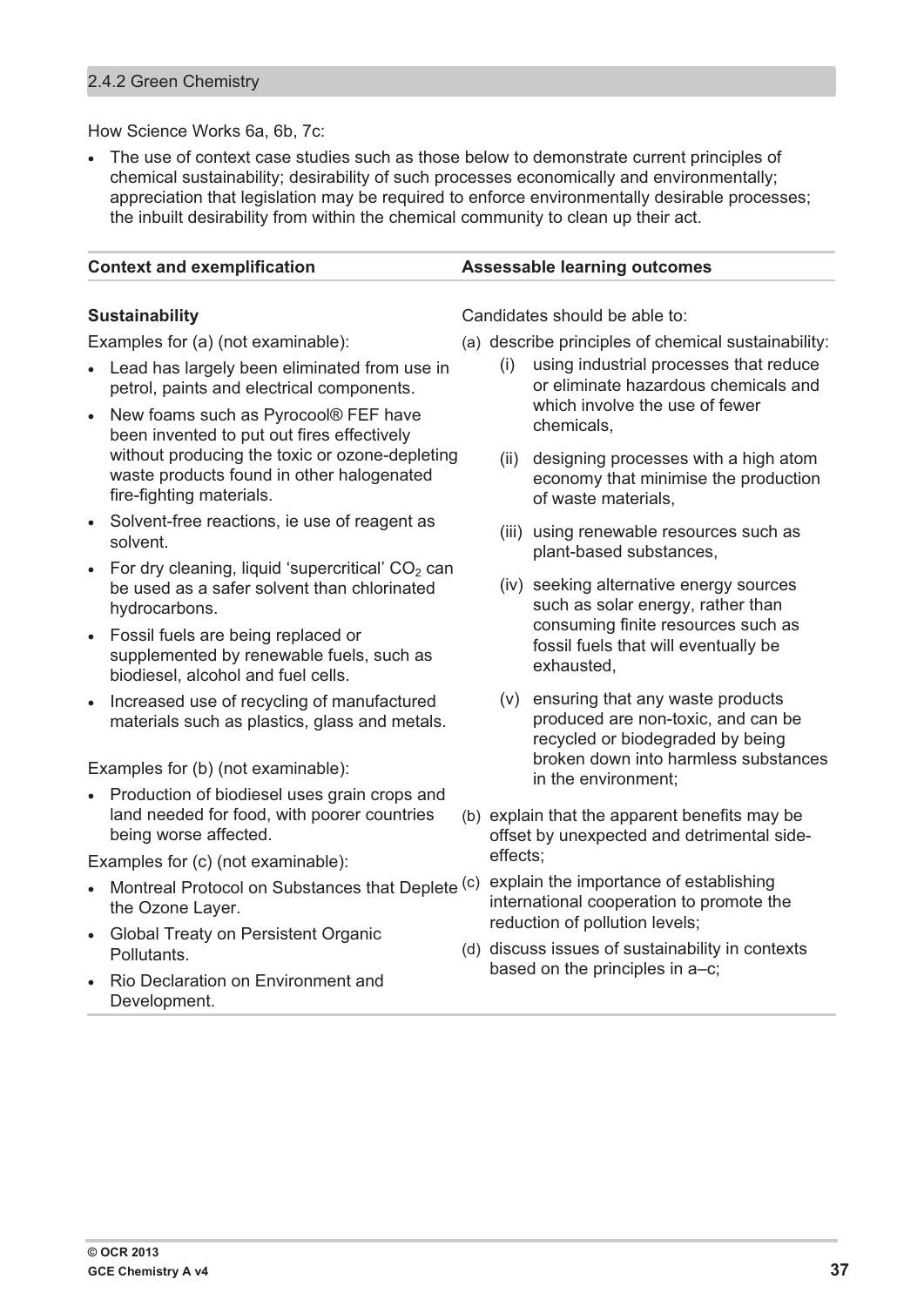## 2.4.2 Green Chemistry

How Science Works 6a, 6b, 7c:

- The use of context case studies such as those below to demonstrate current principles of chemical sustainability; desirability of such processes economically and environmentally; appreciation that legislation may be required to enforce environmentally desirable processes; the inbuilt desirability from within the chemical community to clean up their act.

**Context and exemplification**

**Sustainability**

Examples for (a) (not examinable):

- Lead has largely been eliminated from use in petrol, paints and electrical components.
- New foams such as Pyrocool® FEF have been invented to put out fires effectively without producing the toxic or ozone-depleting waste products found in other halogenated fire-fighting materials.
- Solvent-free reactions, ie use of reagent as solvent.
- For dry cleaning, liquid 'supercritical' $CO_2$ can be used as a safer solvent than chlorinated hydrocarbons.
- Fossil fuels are being replaced or supplemented by renewable fuels, such as biodiesel, alcohol and fuel cells.
- Increased use of recycling of manufactured materials such as plastics, glass and metals.

Examples for (b) (not examinable):

- Production of biodiesel uses grain crops and land needed for food, with poorer countries being worse affected.

Examples for (c) (not examinable):

- Montreal Protocol on Substances that Deplete the Ozone Layer.
- Global Treaty on Persistent Organic Pollutants.
- Rio Declaration on Environment and Development.

**Assessable learning outcomes**

Candidates should be able to:

(a) describe principles of chemical sustainability:
   - (i) using industrial processes that reduce or eliminate hazardous chemicals and which involve the use of fewer chemicals,
   - (ii) designing processes with a high atom economy that minimise the production of waste materials,
   - (iii) using renewable resources such as plant-based substances,
   - (iv) seeking alternative energy sources such as solar energy, rather than consuming finite resources such as fossil fuels that will eventually be exhausted,
   - (v) ensuring that any waste products produced are non-toxic, and can be recycled or biodegraded by being broken down into harmless substances in the environment;

(b) explain that the apparent benefits may be offset by unexpected and detrimental side-effects;

(c) explain the importance of establishing international cooperation to promote the reduction of pollution levels;

(d) discuss issues of sustainability in contexts based on the principles in a–c;